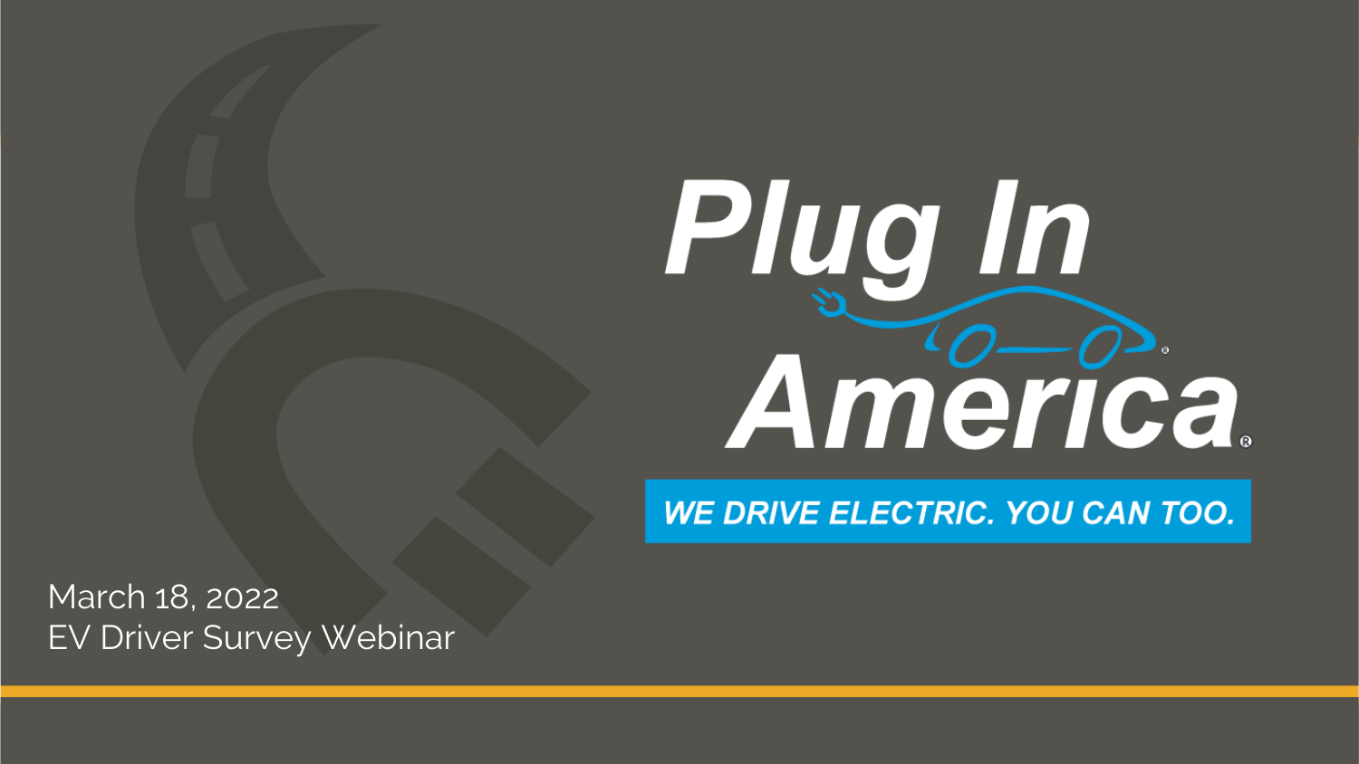# Plug In America

**WE DRIVE ELECTRIC. YOU CAN TOO.**

March 18, 2022

EV Driver Survey Webinar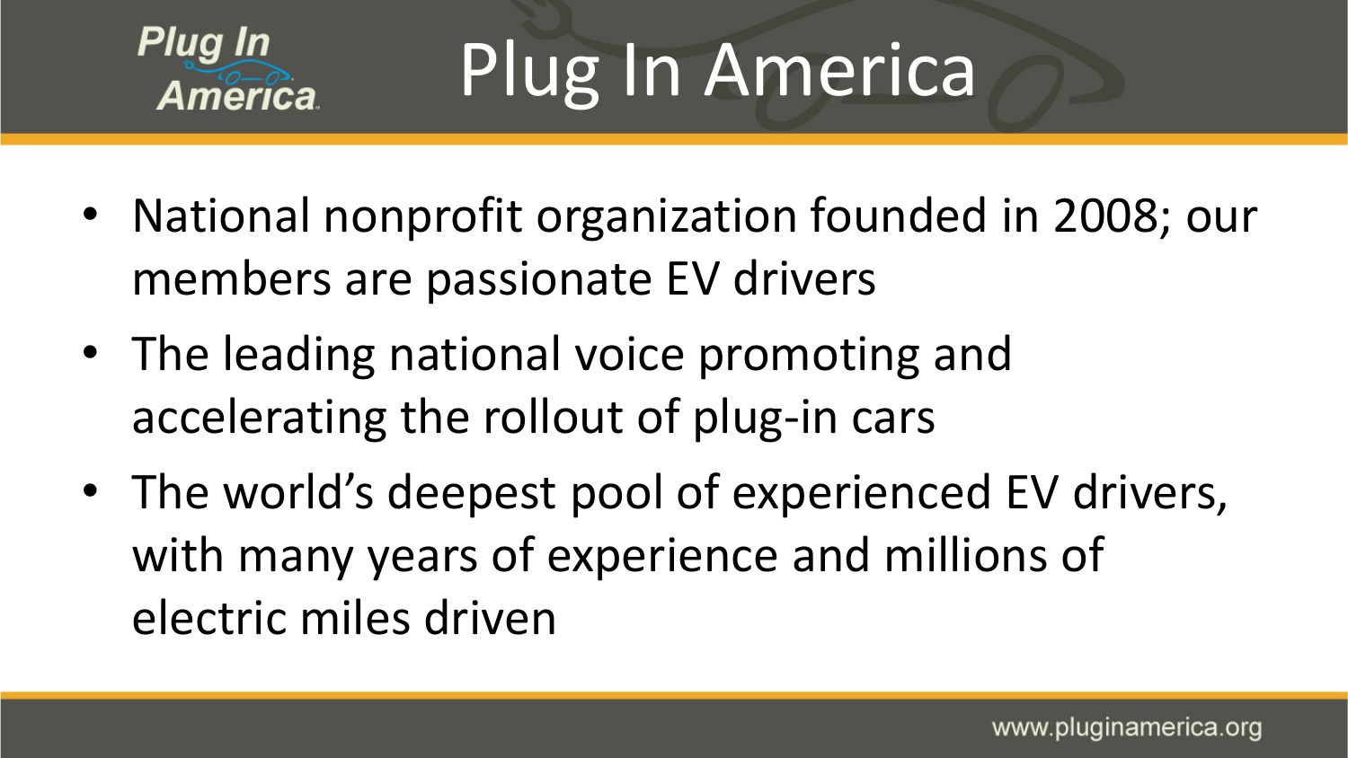# Plug In America

- National nonprofit organization founded in 2008; our members are passionate EV drivers
- The leading national voice promoting and accelerating the rollout of plug-in cars
- The world's deepest pool of experienced EV drivers, with many years of experience and millions of electric miles driven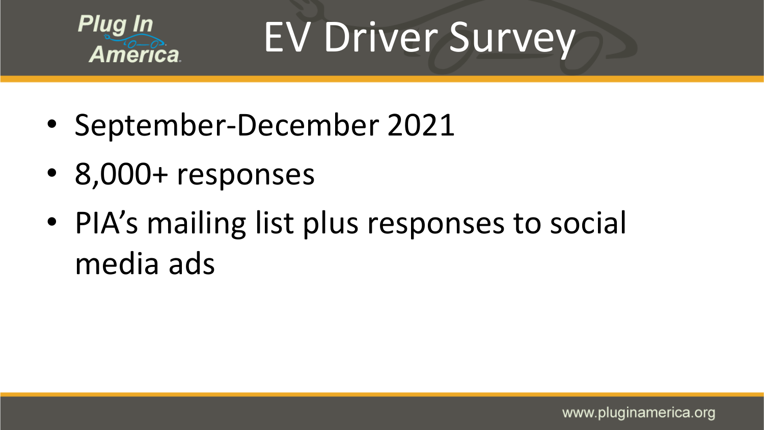# EV Driver Survey

- September-December 2021
- 8,000+ responses
- PIA's mailing list plus responses to social media ads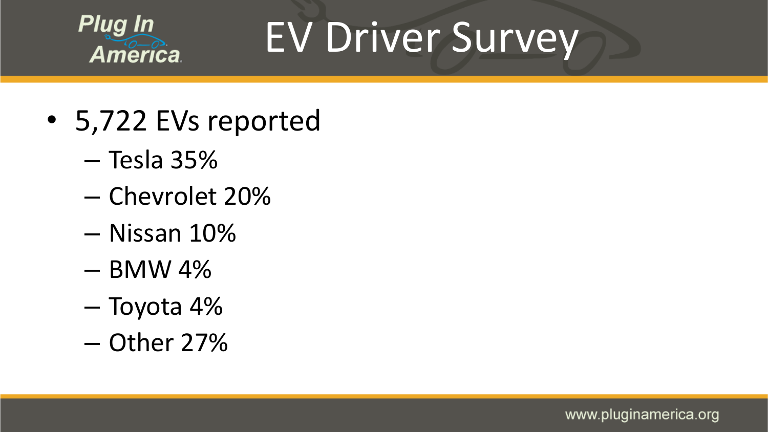# EV Driver Survey

- 5,722 EVs reported
  - Tesla 35%
  - Chevrolet 20%
  - Nissan 10%
  - BMW 4%
  - Toyota 4%
  - Other 27%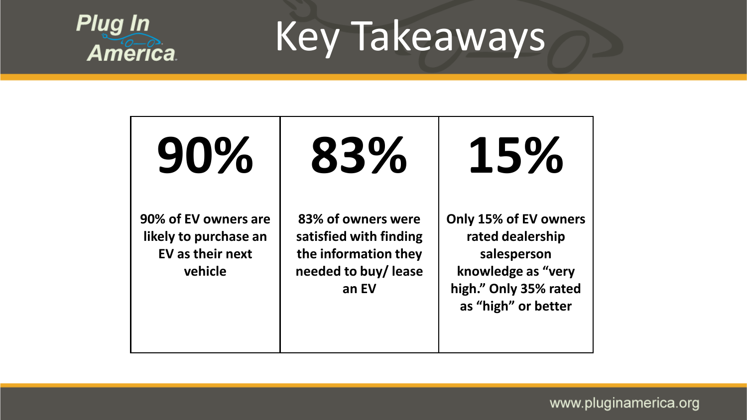# Key Takeaways

| 90% | 83% | 15% |
| --- | --- | --- |
| **90% of EV owners are likely to purchase an EV as their next vehicle** | **83% of owners were satisfied with finding the information they needed to buy/ lease an EV** | **Only 15% of EV owners rated dealership salesperson knowledge as "very high." Only 35% rated as "high" or better** |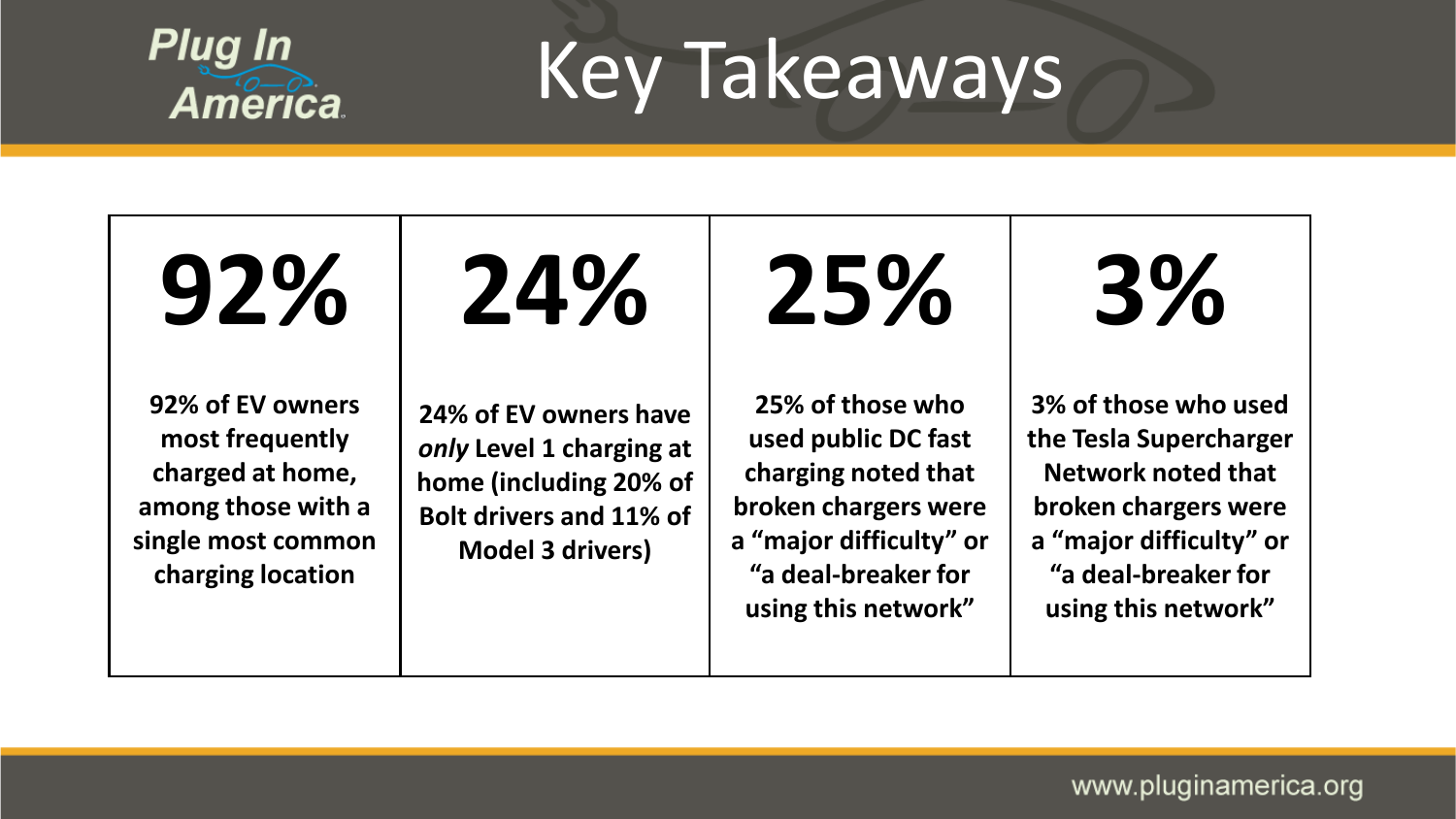# Key Takeaways

| 92% | 24% | 25% | 3% |
| --- | --- | --- | --- |
| **92% of EV owners most frequently charged at home, among those with a single most common charging location** | **24% of EV owners have *only* Level 1 charging at home (including 20% of Bolt drivers and 11% of Model 3 drivers)** | **25% of those who used public DC fast charging noted that broken chargers were a "major difficulty" or "a deal-breaker for using this network"** | **3% of those who used the Tesla Supercharger Network noted that broken chargers were a "major difficulty" or "a deal-breaker for using this network"** |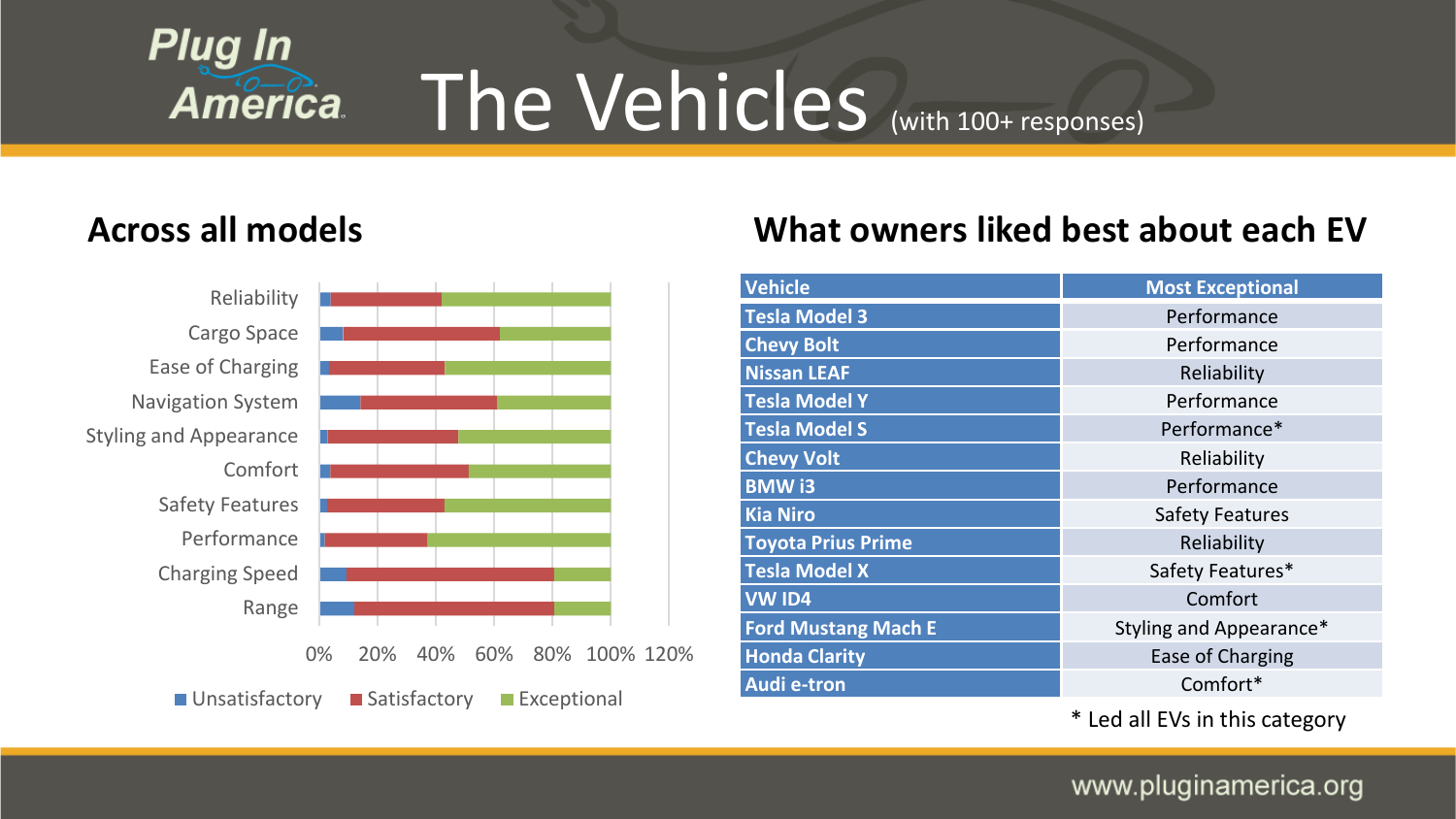# The Vehicles (with 100+ responses)

## Across all models

| Category | Unsatisfactory | Satisfactory | Exceptional |
|---|---|---|---|
| Reliability | ~4% | ~38% | ~58% |
| Cargo Space | ~8% | ~54% | ~38% |
| Ease of Charging | ~3% | ~40% | ~57% |
| Navigation System | ~14% | ~47% | ~39% |
| Styling and Appearance | ~3% | ~45% | ~52% |
| Comfort | ~4% | ~47% | ~49% |
| Safety Features | ~3% | ~40% | ~57% |
| Performance | ~2% | ~35% | ~63% |
| Charging Speed | ~9% | ~72% | ~19% |
| Range | ~12% | ~69% | ~19% |

## What owners liked best about each EV

| Vehicle | Most Exceptional |
|---|---|
| Tesla Model 3 | Performance |
| Chevy Bolt | Performance |
| Nissan LEAF | Reliability |
| Tesla Model Y | Performance |
| Tesla Model S | Performance* |
| Chevy Volt | Reliability |
| BMW i3 | Performance |
| Kia Niro | Safety Features |
| Toyota Prius Prime | Reliability |
| Tesla Model X | Safety Features* |
| VW ID4 | Comfort |
| Ford Mustang Mach E | Styling and Appearance* |
| Honda Clarity | Ease of Charging |
| Audi e-tron | Comfort* |

* Led all EVs in this category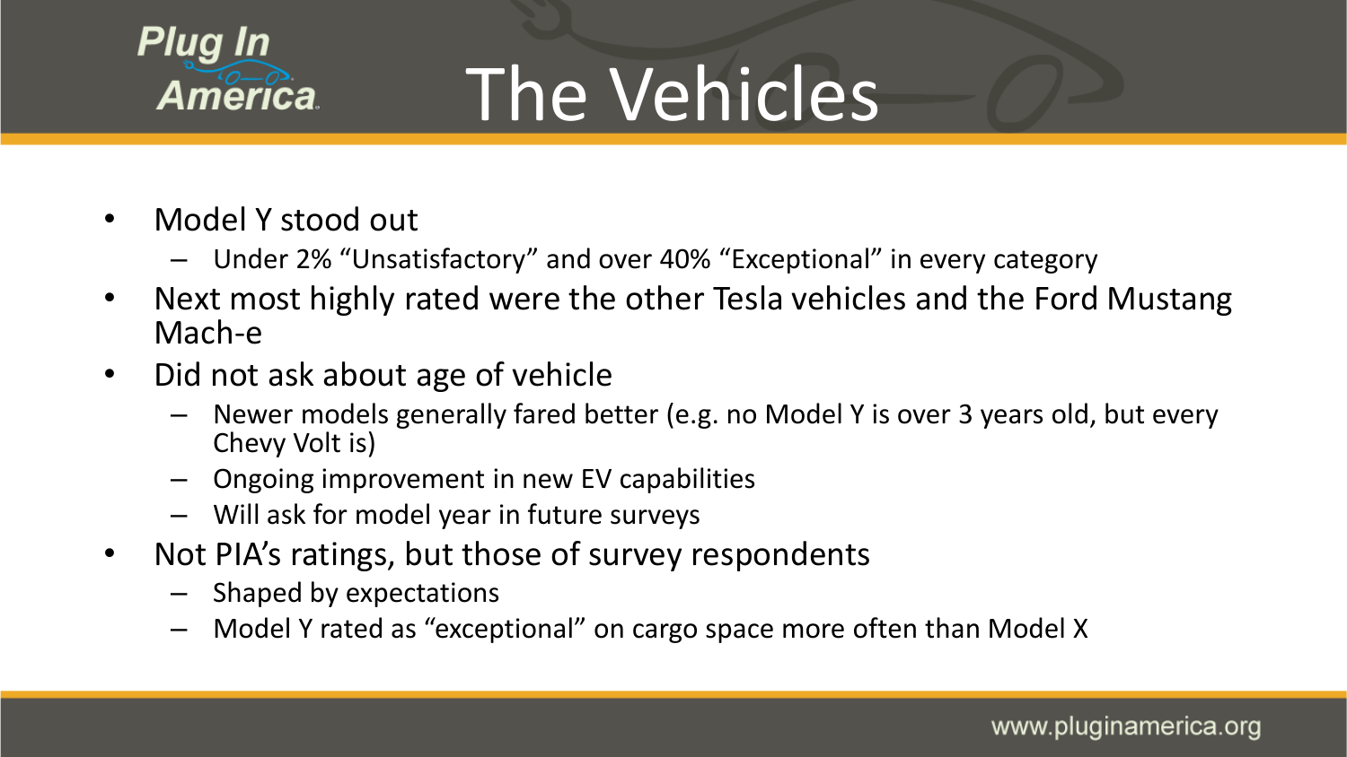# The Vehicles

- Model Y stood out
  - Under 2% "Unsatisfactory" and over 40% "Exceptional" in every category
- Next most highly rated were the other Tesla vehicles and the Ford Mustang Mach-e
- Did not ask about age of vehicle
  - Newer models generally fared better (e.g. no Model Y is over 3 years old, but every Chevy Volt is)
  - Ongoing improvement in new EV capabilities
  - Will ask for model year in future surveys
- Not PIA's ratings, but those of survey respondents
  - Shaped by expectations
  - Model Y rated as "exceptional" on cargo space more often than Model X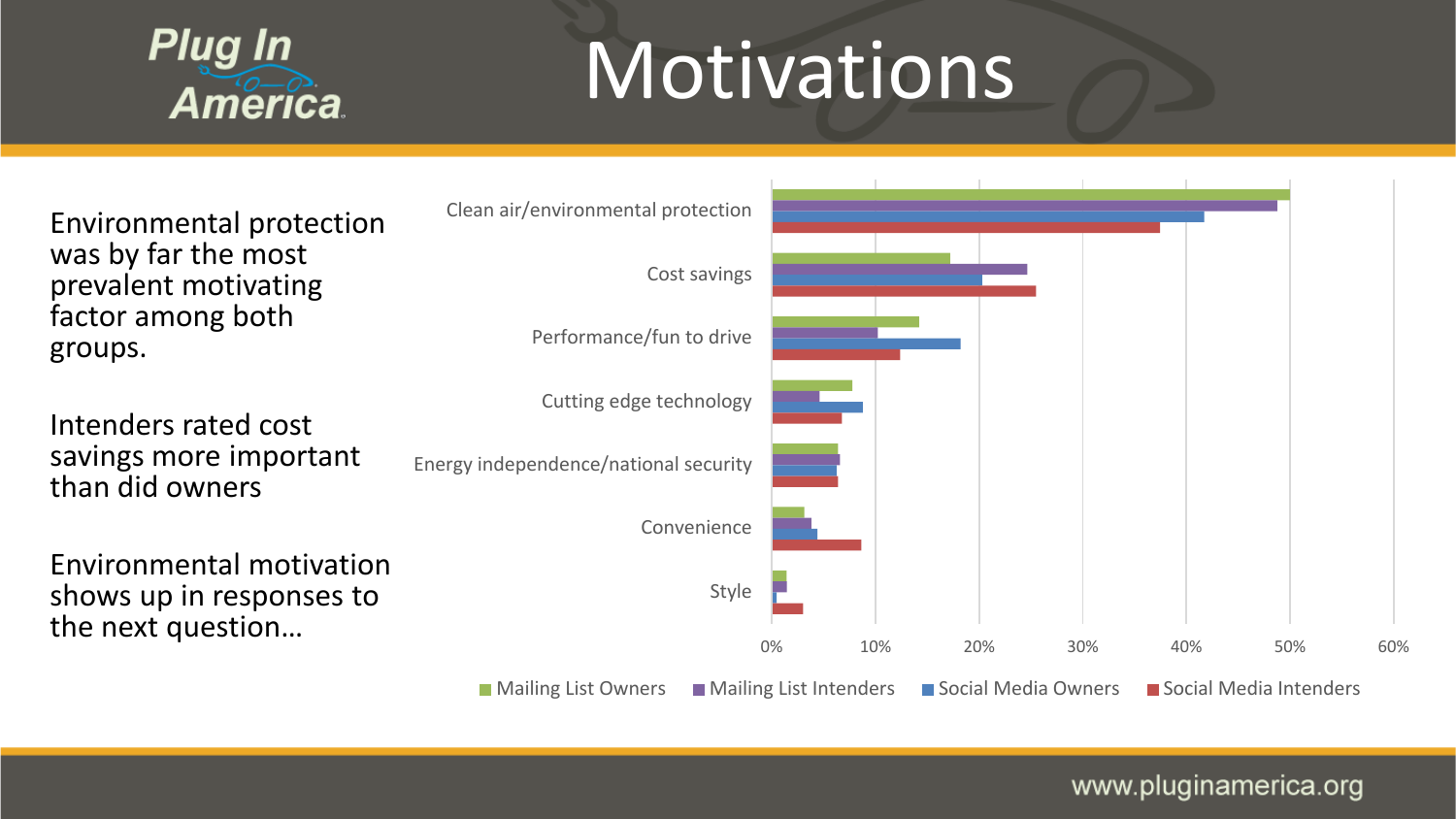# Motivations

Environmental protection was by far the most prevalent motivating factor among both groups.

Intenders rated cost savings more important than did owners

Environmental motivation shows up in responses to the next question…

| | Mailing List Owners | Mailing List Intenders | Social Media Owners | Social Media Intenders |
|---|---|---|---|---|
| Clean air/environmental protection | ~50% | ~49% | ~42% | ~37% |
| Cost savings | ~17% | ~25% | ~20% | ~25% |
| Performance/fun to drive | ~14% | ~10% | ~18% | ~12% |
| Cutting edge technology | ~8% | ~5% | ~9% | ~7% |
| Energy independence/national security | ~6% | ~7% | ~6% | ~6% |
| Convenience | ~3% | ~4% | ~4% | ~9% |
| Style | ~1% | ~1% | ~0% | ~3% |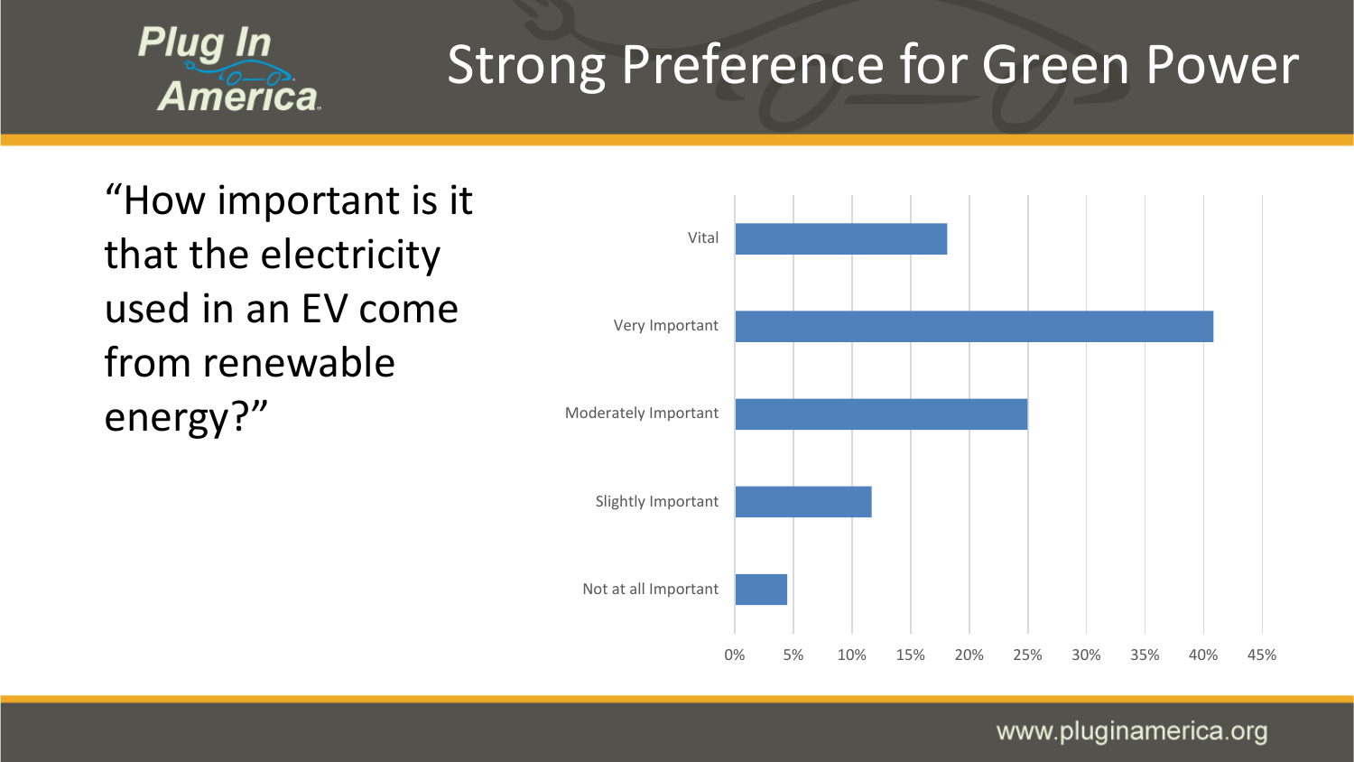# Strong Preference for Green Power

"How important is it that the electricity used in an EV come from renewable energy?"

Vital

Very Important

Moderately Important

Slightly Important

Not at all Important

0% 5% 10% 15% 20% 25% 30% 35% 40% 45%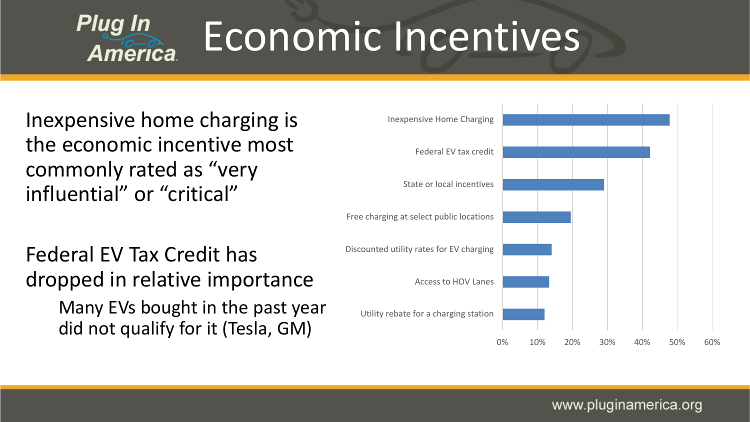# Economic Incentives

Inexpensive home charging is the economic incentive most commonly rated as "very influential" or "critical"

Federal EV Tax Credit has dropped in relative importance

- Many EVs bought in the past year did not qualify for it (Tesla, GM)

| Incentive | Approx. share |
| --- | --- |
| Inexpensive Home Charging | ~48% |
| Federal EV tax credit | ~42% |
| State or local incentives | ~29% |
| Free charging at select public locations | ~19% |
| Discounted utility rates for EV charging | ~14% |
| Access to HOV Lanes | ~13% |
| Utility rebate for a charging station | ~12% |

Axis: 0%, 10%, 20%, 30%, 40%, 50%, 60%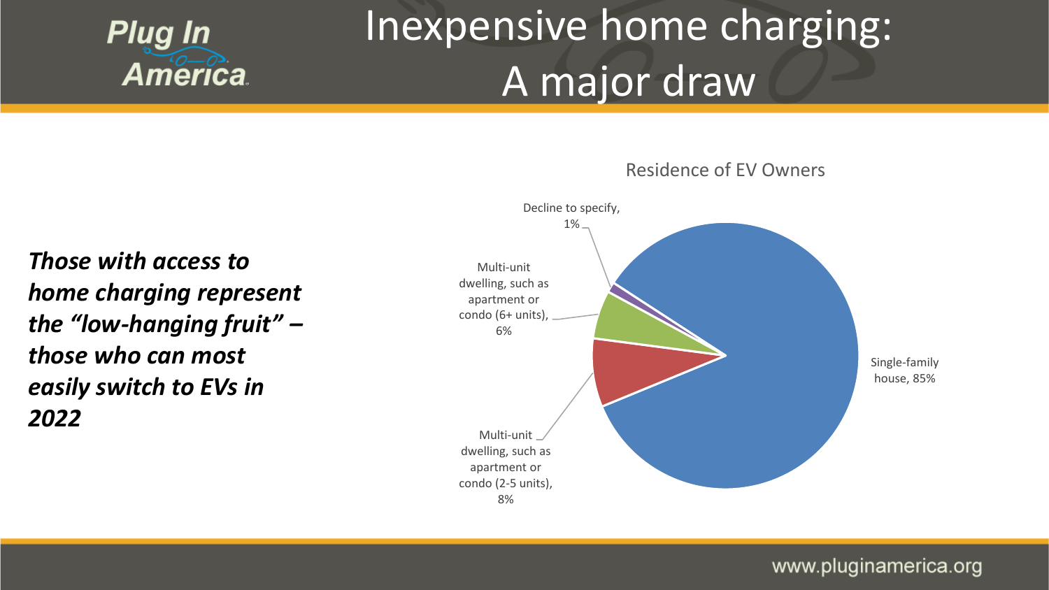# Inexpensive home charging: A major draw

***Those with access to home charging represent the "low-hanging fruit" – those who can most easily switch to EVs in 2022***

Residence of EV Owners

- Single-family house, 85%
- Multi-unit dwelling, such as apartment or condo (2-5 units), 8%
- Multi-unit dwelling, such as apartment or condo (6+ units), 6%
- Decline to specify, 1%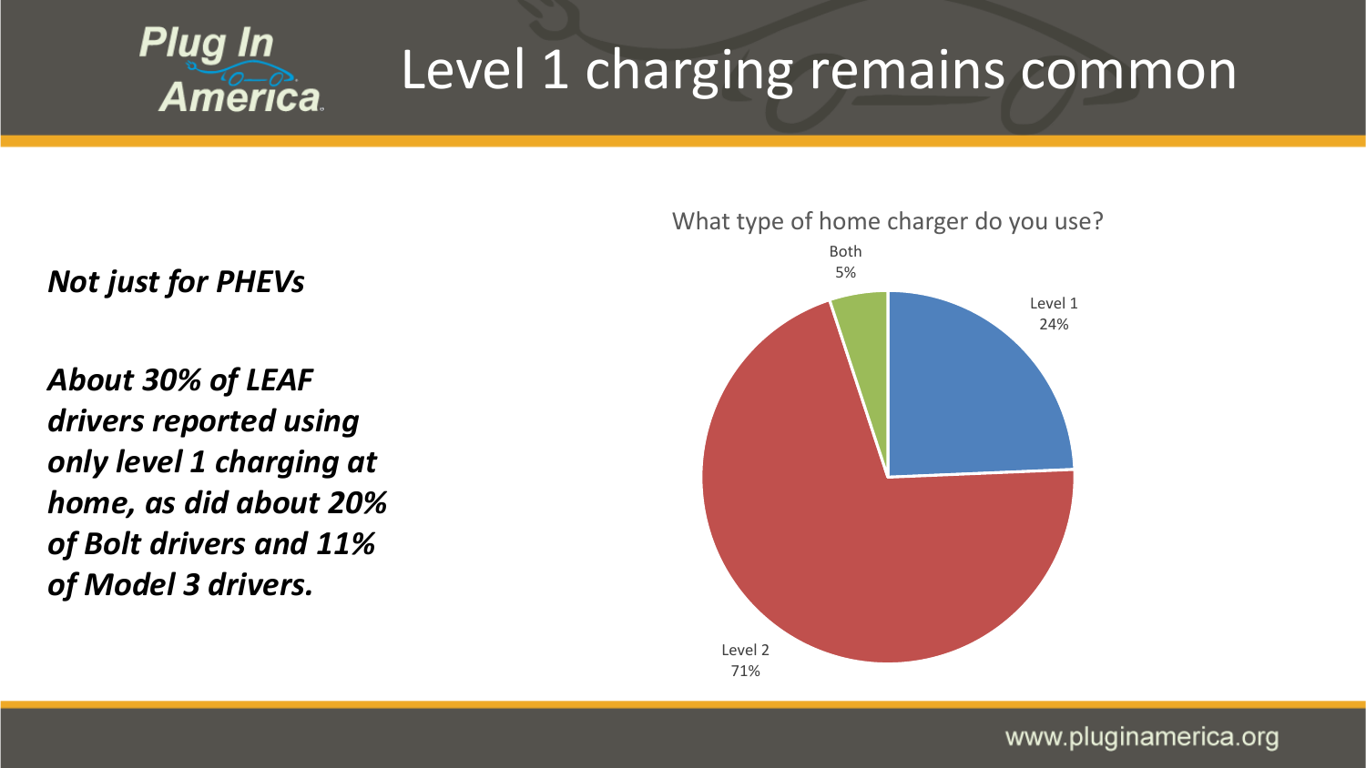# Level 1 charging remains common

***Not just for PHEVs***

***About 30% of LEAF drivers reported using only level 1 charging at home, as did about 20% of Bolt drivers and 11% of Model 3 drivers.***

What type of home charger do you use?

Both 5%

Level 1 24%

Level 2 71%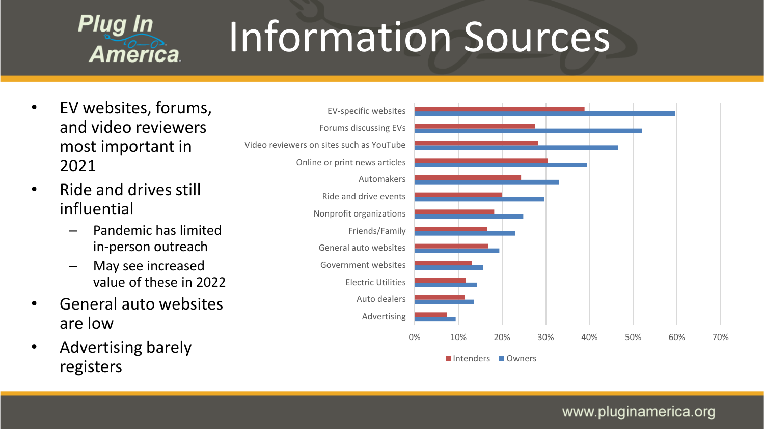# Information Sources

- EV websites, forums, and video reviewers most important in 2021
- Ride and drives still influential
  - Pandemic has limited in-person outreach
  - May see increased value of these in 2022
- General auto websites are low
- Advertising barely registers

EV-specific websites
Forums discussing EVs
Video reviewers on sites such as YouTube
Online or print news articles
Automakers
Ride and drive events
Nonprofit organizations
Friends/Family
General auto websites
Government websites
Electric Utilities
Auto dealers
Advertising

0% 10% 20% 30% 40% 50% 60% 70%

Intenders Owners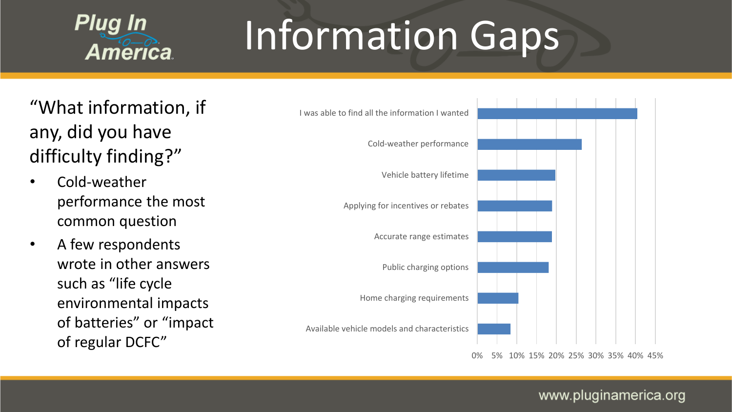# Information Gaps

"What information, if any, did you have difficulty finding?"

- Cold-weather performance the most common question
- A few respondents wrote in other answers such as "life cycle environmental impacts of batteries" or "impact of regular DCFC"

I was able to find all the information I wanted

Cold-weather performance

Vehicle battery lifetime

Applying for incentives or rebates

Accurate range estimates

Public charging options

Home charging requirements

Available vehicle models and characteristics

0% 5% 10% 15% 20% 25% 30% 35% 40% 45%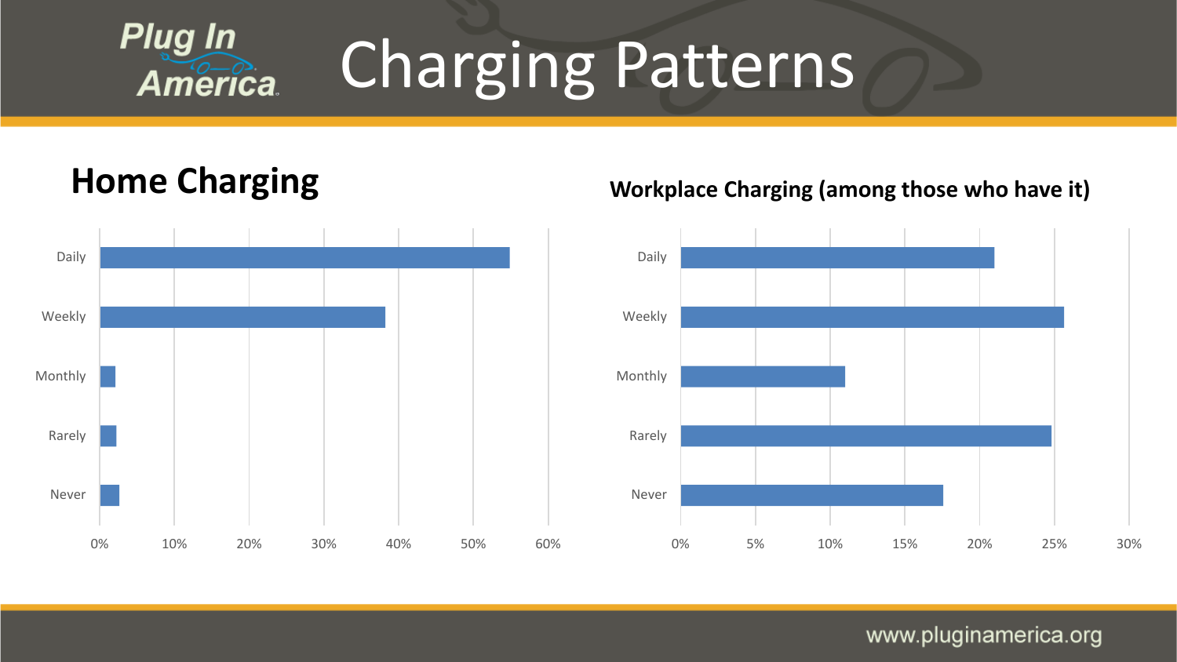# Charging Patterns

## Home Charging

| | |
|---|---|
| Daily | |
| Weekly | |
| Monthly | |
| Rarely | |
| Never | |

0% 10% 20% 30% 40% 50% 60%

## Workplace Charging (among those who have it)

| | |
|---|---|
| Daily | |
| Weekly | |
| Monthly | |
| Rarely | |
| Never | |

0% 5% 10% 15% 20% 25% 30%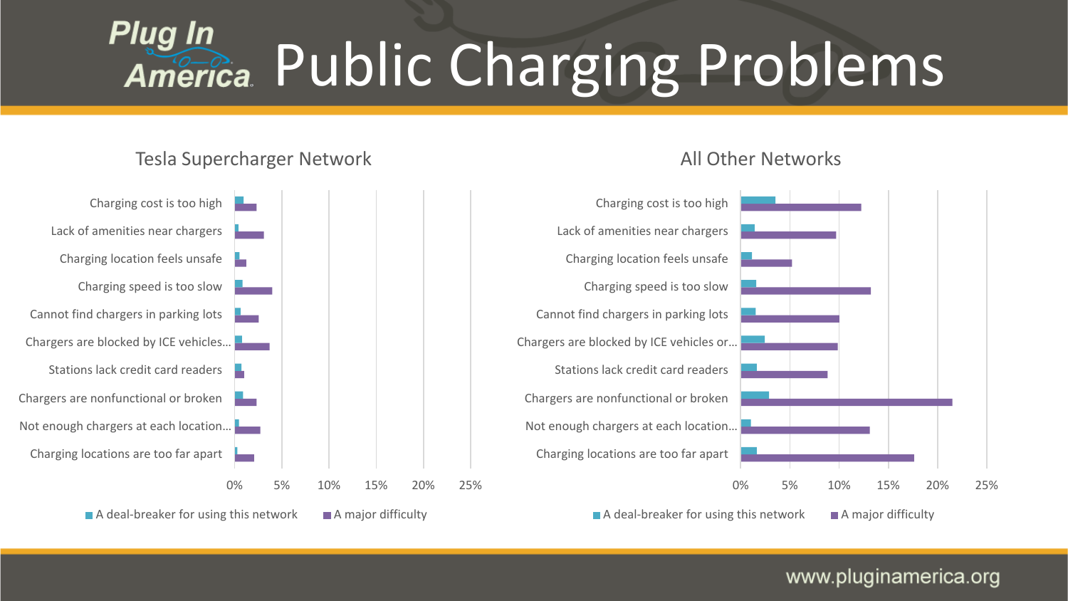# Public Charging Problems

## Tesla Supercharger Network

- Charging cost is too high
- Lack of amenities near chargers
- Charging location feels unsafe
- Charging speed is too slow
- Cannot find chargers in parking lots
- Chargers are blocked by ICE vehicles…
- Stations lack credit card readers
- Chargers are nonfunctional or broken
- Not enough chargers at each location…
- Charging locations are too far apart

0% 5% 10% 15% 20% 25%

■ A deal-breaker for using this network ■ A major difficulty

## All Other Networks

- Charging cost is too high
- Lack of amenities near chargers
- Charging location feels unsafe
- Charging speed is too slow
- Cannot find chargers in parking lots
- Chargers are blocked by ICE vehicles or…
- Stations lack credit card readers
- Chargers are nonfunctional or broken
- Not enough chargers at each location…
- Charging locations are too far apart

0% 5% 10% 15% 20% 25%

■ A deal-breaker for using this network ■ A major difficulty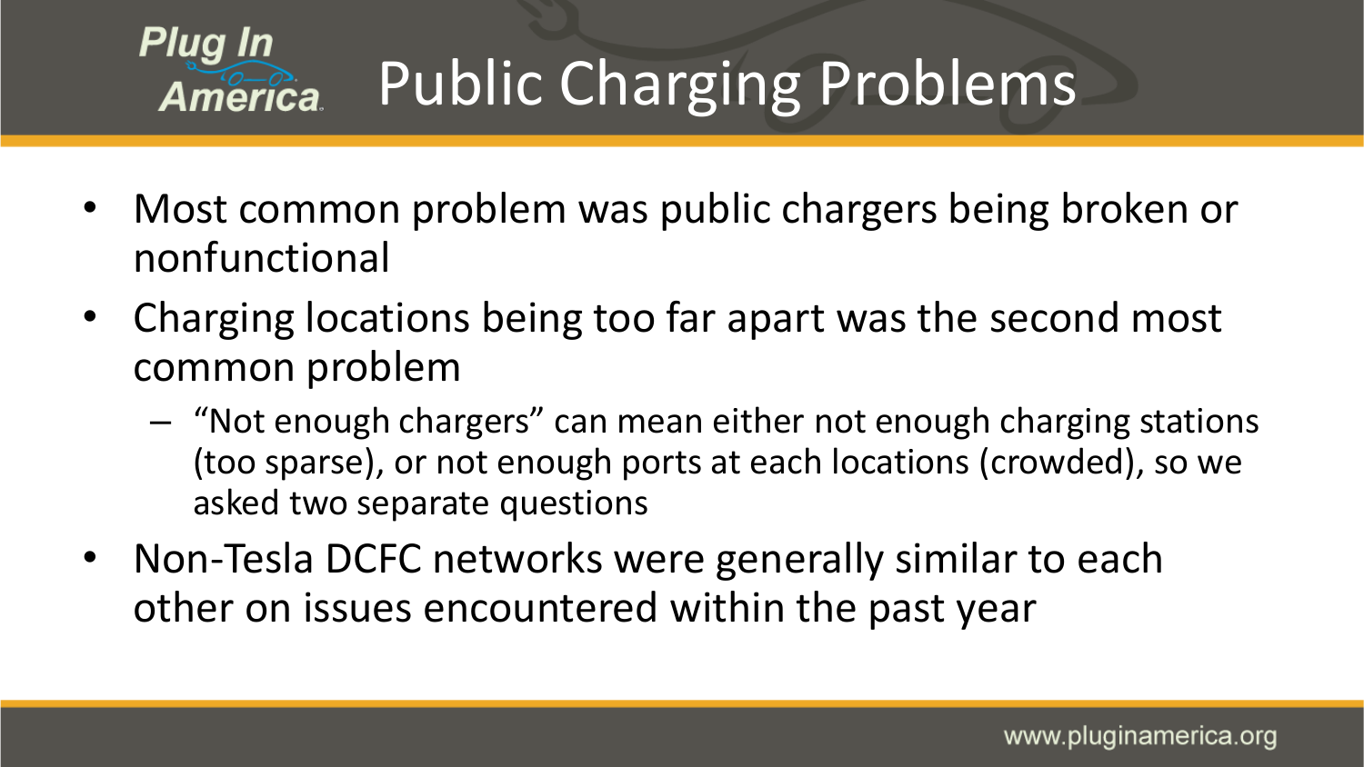# Public Charging Problems

- Most common problem was public chargers being broken or nonfunctional
- Charging locations being too far apart was the second most common problem
  - "Not enough chargers" can mean either not enough charging stations (too sparse), or not enough ports at each locations (crowded), so we asked two separate questions
- Non-Tesla DCFC networks were generally similar to each other on issues encountered within the past year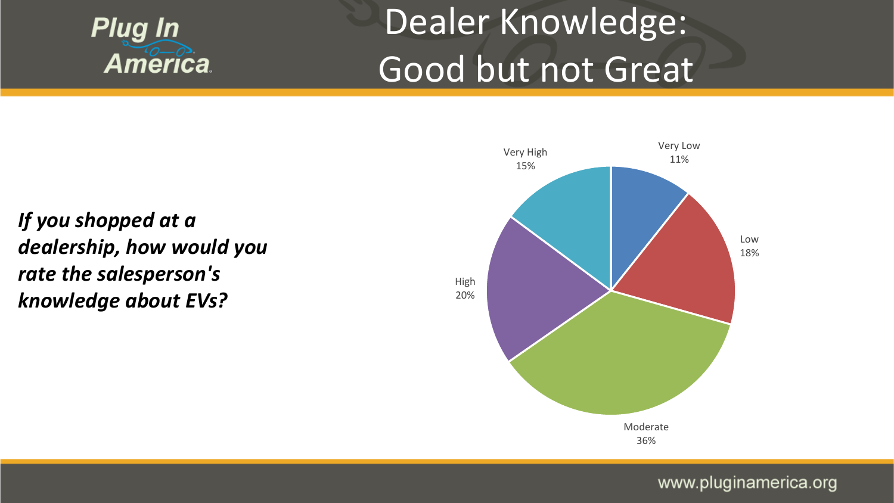# Dealer Knowledge: Good but not Great

***If you shopped at a dealership, how would you rate the salesperson's knowledge about EVs?***

| Rating | Percentage |
| --- | --- |
| Very Low | 11% |
| Low | 18% |
| Moderate | 36% |
| High | 20% |
| Very High | 15% |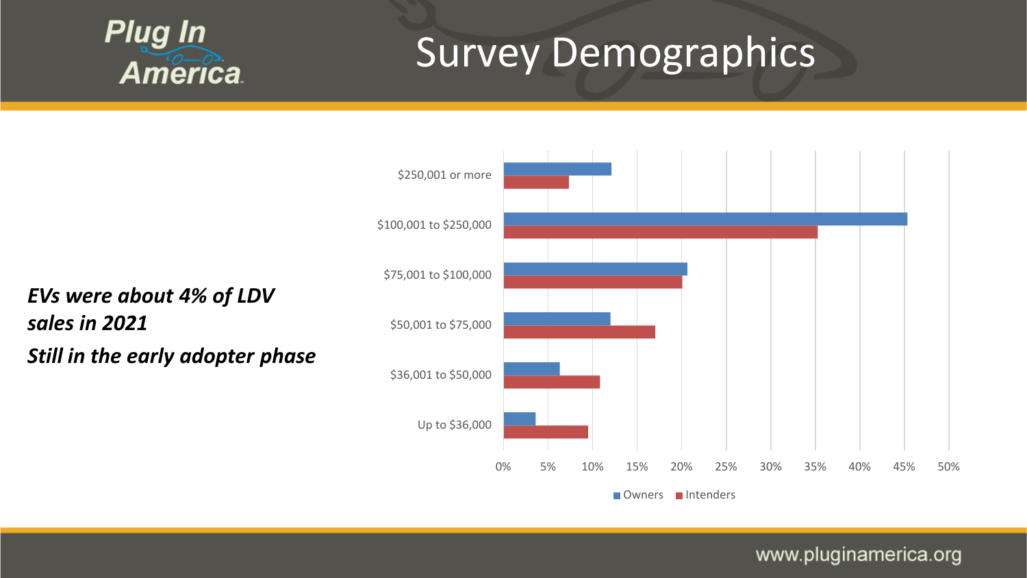# Survey Demographics

***EVs were about 4% of LDV sales in 2021***

***Still in the early adopter phase***

| Income | Owners | Intenders |
|---|---|---|
| $250,001 or more | ~12% | ~7% |
| $100,001 to $250,000 | ~45% | ~35% |
| $75,001 to $100,000 | ~21% | ~20% |
| $50,001 to $75,000 | ~12% | ~17% |
| $36,001 to $50,000 | ~6% | ~11% |
| Up to $36,000 | ~4% | ~9% |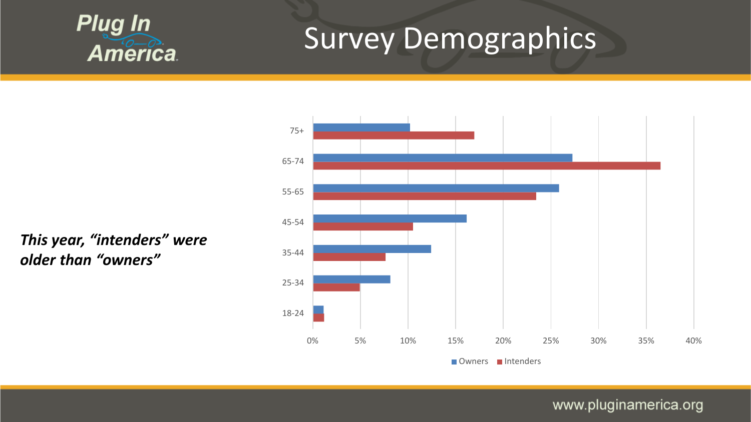# Survey Demographics

***This year, "intenders" were older than "owners"***

| Age | Owners | Intenders |
|---|---|---|
| 75+ | ~10% | ~17% |
| 65-74 | ~27% | ~36.5% |
| 55-65 | ~26% | ~23.5% |
| 45-54 | ~16% | ~10.5% |
| 35-44 | ~12.5% | ~7.5% |
| 25-34 | ~8% | ~5% |
| 18-24 | ~1% | ~1% |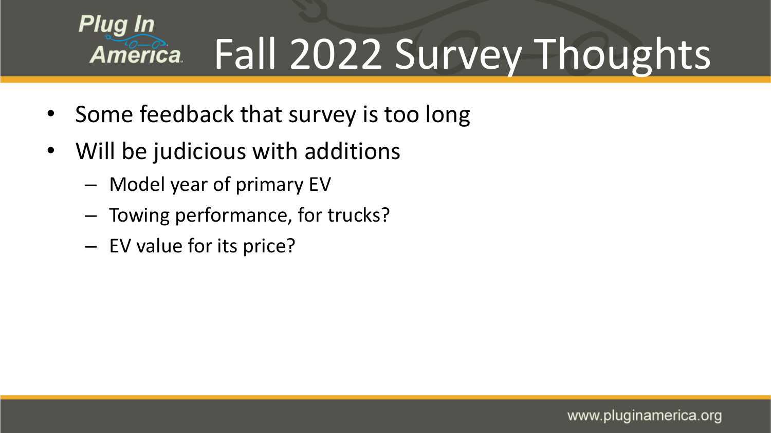# Fall 2022 Survey Thoughts

- Some feedback that survey is too long
- Will be judicious with additions
  - Model year of primary EV
  - Towing performance, for trucks?
  - EV value for its price?